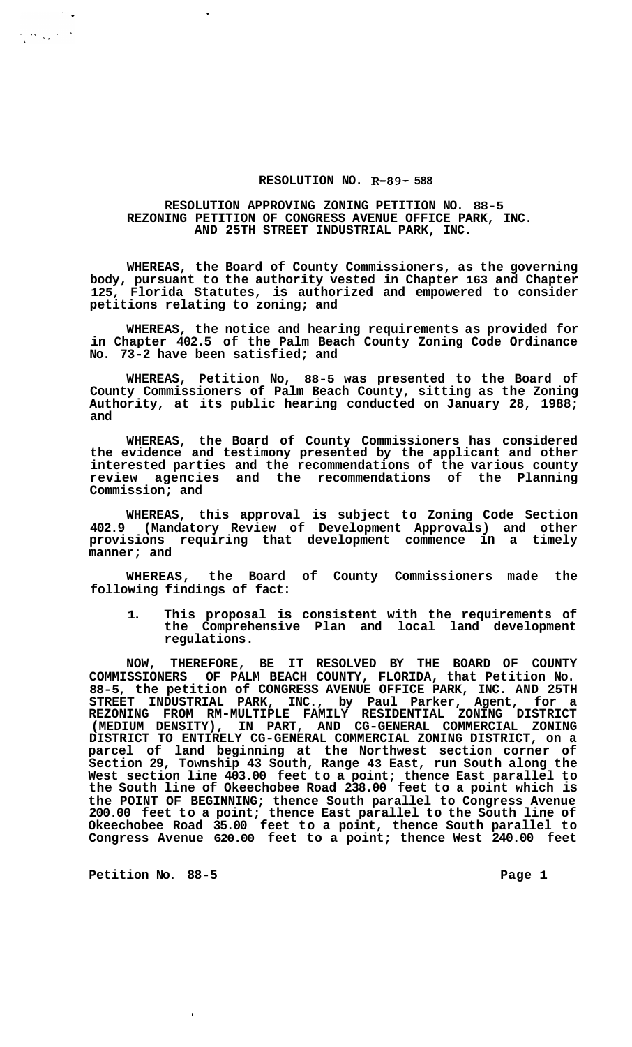# RESOLUTION NO. R-89- 588

## RESOLUTION APPROVING ZONING PETITION NO. 88-5 REZONING PETITION OF CONGRESS AVENUE OFFICE PARK, INC. AND 25TH STREET INDUSTRIAL PARK, INC.

**WHEREAS, the Board of County Commissioners, as the governing body, pursuant to the authority vested in Chapter 163 and Chapter 125, Florida Statutes, is authorized and empowered to consider petitions relating to zoning; and**

**WHEREAS, the notice and hearing requirements as provided for in Chapter 402.5 of the Palm Beach County Zoning Code Ordinance No. 73-2 have been satisfied; and**

**WHEREAS, Petition No, 88-5 was presented to the Board of County Commissioners of Palm Beach County, sitting as the Zoning Authority, at its public hearing conducted on January 28, 1988; and**

**WHEREAS, the Board of County Commissioners has considered the evidence and testimony presented by the applicant and other interested parties and the recommendations of the various county review agencies and the recommendations of the Planning Commission; and**

**WHEREAS, this approval is subject to Zoning Code Section 402.9 (Mandatory Review of Development Approvals) and other provisions requiring that development commence in a timely manner; and**

**WHEREAS, the Board of County Commissioners made the following findings of fact:**

1. **This proposal is consistent with the requirements of the Comprehensive Plan and local land development regulations.**

**NOW, THEREFORE, BE IT RESOLVED BY THE BOARD OF COUNTY COMMISSIONERS OF PALM BEACH COUNTY, FLORIDA, that Petition No. 88-5, the petition of CONGRESS AVENUE OFFICE PARK, INC. AND 25TH STREET INDUSTRIAL PARK, INC., by Paul Parker, Agent, for a REZONING FROM RM-MULTIPLE FAMILY RESIDENTIAL ZONING DISTRICT (MEDIUM DENSITY), IN PART, AND CG-GENERAL COMMERCIAL ZONING DISTRICT TO ENTIRELY CG-GENERAL COMMERCIAL ZONING DISTRICT, on a parcel of land beginning at the Northwest section corner of Section 29, Township 43 South, Range 43 East, run South along the West section line 403.00 feet to a point; thence East parallel to the South line of Okeechobee Road 238.00 feet to a point which is the POINT OF BEGINNING; thence South parallel to Congress Avenue 200.00 feet to a point; thence East parallel to the South line of Okeechobee Road 35.00 feet to a point, thence South parallel to Congress Avenue 620.00 feet to a point; thence West 240.00 feet**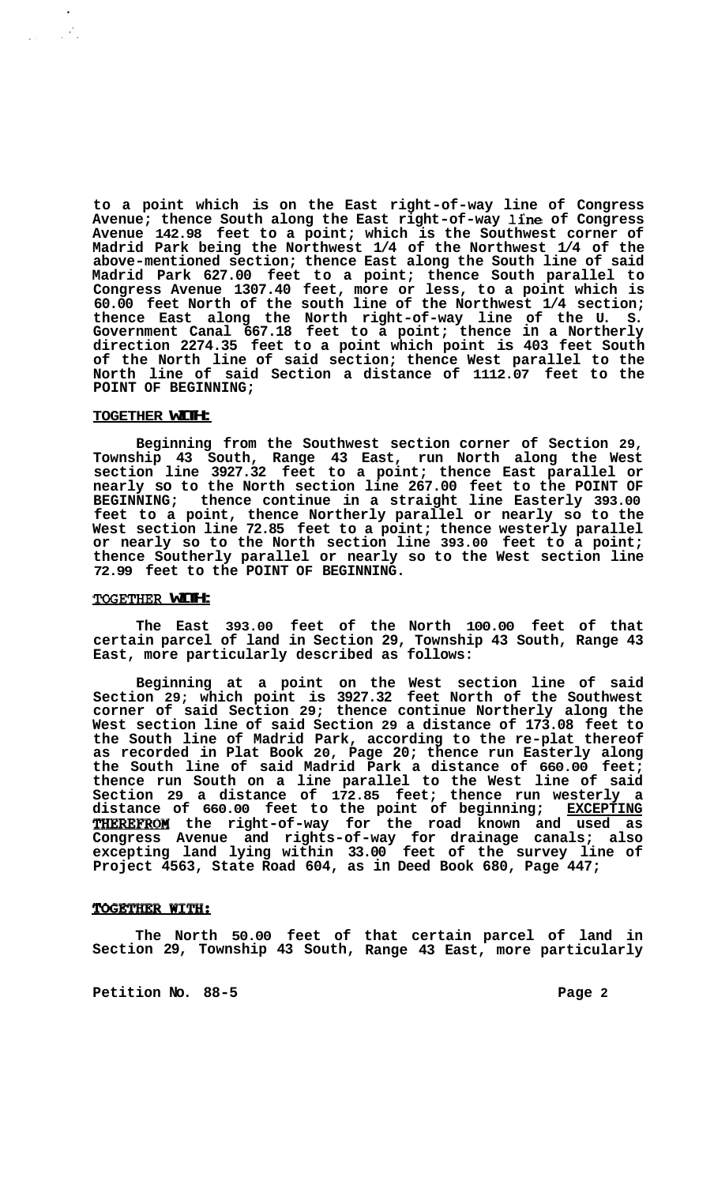**to a point which is on the East right-of-way line of Congress Avenue; thence South along the East right-of-way line of Congress Avenue 142.98 feet to a point; which is the Southwest corner of Madrid Park being the Northwest 1/4 of the Northwest 1/4 of the above-mentioned section; thence East along the South line of said Madrid Park 627.00 feet to a point; thence South parallel to Congress Avenue 1307.40 feet, more or less, to a point which is 60.00 feet North of the south line of the Northwest 1/4 section; thence East along the North right-of-way line of the U. S. Government Canal 667.18 feet to a point; thence in a Northerly direction 2274.35 feet to a point which point is 403 feet South of the North line of said section; thence West parallel to the North line of said Section a distance of 1112.07 feet to the POINT OF BEGINNING;**

**TOGETHER WITH:**

**Beginning from the Southwest section corner of Section 29, Township 43 South, Range 43 East, run North along the West section line 3927.32 feet to a point; thence East parallel or nearly so to the North section line 267.00 feet to the POINT OF BEGINNING; thence continue in a straight line Easterly 393.00 feet to a point, thence Northerly parallel or nearly so to the West section line 72.85 feet to a point; thence westerly parallel or nearly so to the North section line 393.00 feet to a point; thence Southerly parallel or nearly so to the West section line 72.99 feet to the POINT OF BEGINNING.**

**TOGETHER WITH:**

**The East 393.00 feet of the North 100.00 feet of that certain parcel of land in Section 29, Township 43 South, Range 43 East, more particularly described as follows:**

**Beginning at a point on the West section line of said Section 29; which point is 3927.32 feet North of the Southwest corner of said Section 29; thence continue Northerly along the West section line of said Section 29 a distance of 173.08 feet to the South line of Madrid Park, according to the re-plat thereof as recorded in Plat Book 20, Page 20; thence run Easterly along the South line of said Madrid Park a distance of 660.00 feet; thence run South on a line parallel to the West line of said Section 29 a distance of 172.85 feet; thence run westerly a distance of 660.00 feet to the point of beginning; EXCEPTING THEREFROM the right-of-way for the road known and used as Congress Avenue and rights-of-way for drainage canals; also excepting land lying within 33.00 feet of the survey line of Project 4563, State Road 604, as in Deed Book 680, Page 447;**

**TOGETHER WITH:**

**The North 50.00 feet of that certain parcel of land in Section 29, Township 43 South, Range 43 East, more particularly**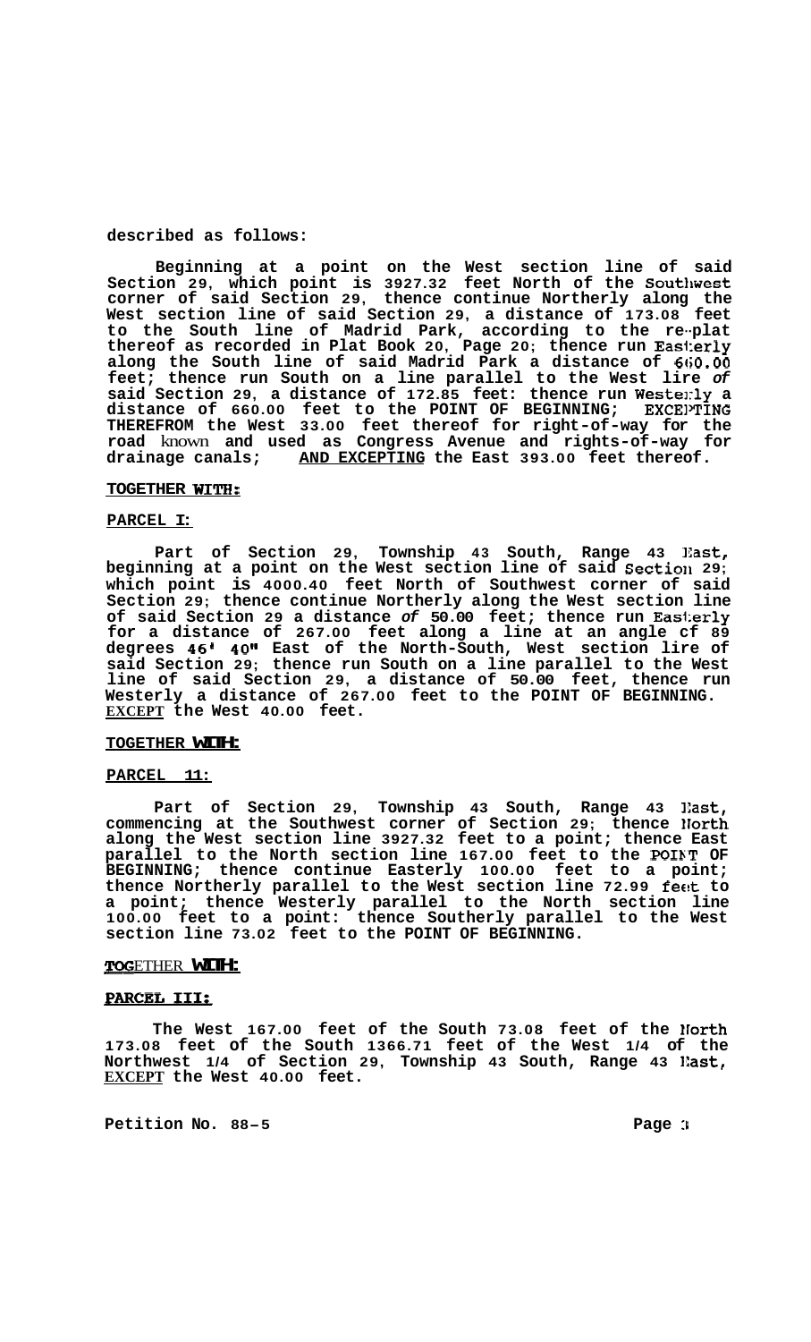described as follows:

Beginning at a point on the West section line of said Section 29, which point is 3927.32 feet North of the Southwest corner of said Section 29, thence continue Northerly along the West section line of said Section 29, a distance of 173.08 feet to the South line of Madrid Park, according to the re-plat thereof as recorded in Plat Book 20, Page 20; thence run Easterly along the South line of said Madrid Park a distance of 660.00 feet; thence run South on a line parallel to the West lire *of* said Section 29, a distance of 172.85 feet: thence run Westerly a distance of 660.00 feet to the POINT OF BEGINNING; EXCEPTING THEREFROM the West 33.00 feet thereof for right-of-way for the road known and used as Congress Avenue and rights-of-way for drainage canals; <u>AND EXCEPTING</u> the East 393.00 feet thereof.

**<u>TOGETHER WITH:</u>**

**<u>PARCEL I:</u>**

Part of Section 29, Township 43 South, Range 43 East, beginning at a point on the West section line of said Section 29; which point is 4000.40 feet North of Southwest corner of said Section 29; thence continue Northerly along the West section line of said Section 29 a distance *of* 50.00 feet; thence run Easterly for a distance of 267.00 feet along a line at an angle cf 89 degrees 46' 40" East of the North-South, West section lire of said Section 29; thence run South on a line parallel to the West line of said Section 29, a distance of 50.00 feet, thence run Westerly a distance of 267.00 feet to the POINT OF BEGINNING. <u>EXCEPT</u> the West 40.00 feet.

**<u>TOGETHER WITH:</u>**

**<u>PARCEL 11:</u>**

Part of Section 29, Township 43 South, Range 43 East, commencing at the Southwest corner of Section 29; thence North along the West section line 3927.32 feet to a point; thence East parallel to the North section line 167.00 feet to the POINT OF BEGINNING; thence continue Easterly 100.00 feet to a point; thence Northerly parallel to the West section line 72.99 feet to a point; thence Westerly parallel to the North section line 100.00 feet to a point: thence Southerly parallel to the West section line 73.02 feet to the POINT OF BEGINNING.

**<u>TOGETHER WITH:</u>**

**<u>PARCEL III:</u>**

The West 167.00 feet of the South 73.08 feet of the North 173.08 feet of the South 1366.71 feet of the West 1/4 of the Northwest 1/4 of Section 29, Township 43 South, Range 43 East, <u>EXCEPT</u> the West 40.00 feet.

Petition No. 88-5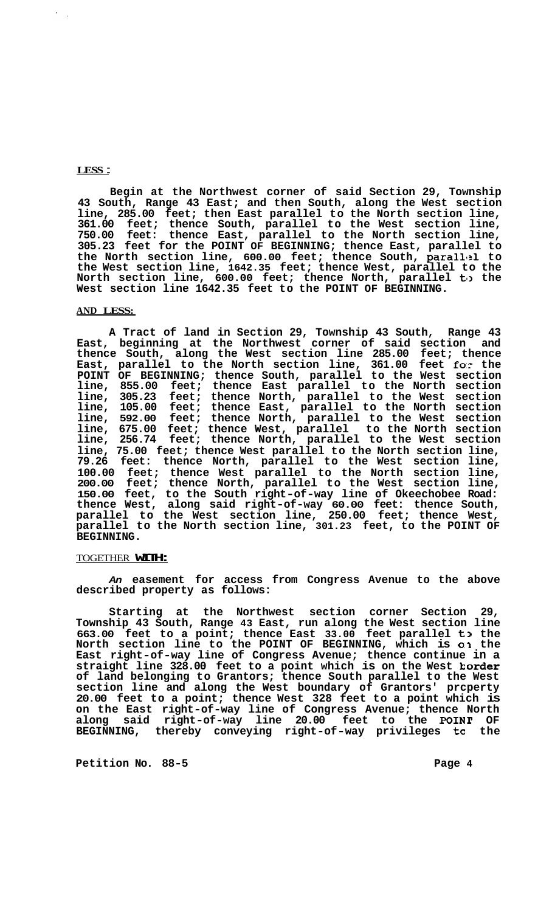**LESS:**

**Begin at the Northwest corner of said Section 29, Township 43 South, Range 43 East; and then South, along the West section line, 285.00 feet; then East parallel to the North section line, 361.00 feet; thence South, parallel to the West section line, 750.00 feet: thence East, parallel to the North section line, 305.23 feet for the POINT OF BEGINNING; thence East, parallel to the North section line, 600.00 feet; thence South, parallel to the West section line, 1642.35 feet; thence West, parallel to the North section line, 600.00 feet; thence North, parallel to the West section line 1642.35 feet to the POINT OF BEGINNING.**

**AND LESS:**

**A Tract of land in Section 29, Township 43 South, Range 43 East, beginning at the Northwest corner of said section and thence South, along the West section line 285.00 feet; thence East, parallel to the North section line, 361.00 feet for the POINT OF BEGINNING; thence South, parallel to the West section line, 855.00 feet; thence East parallel to the North section line, 305.23 feet; thence North, parallel to the West section line, 105.00 feet; thence East, parallel to the North section line, 592.00 feet; thence North, parallel to the West section line, 675.00 feet; thence West, parallel to the North section line, 256.74 feet; thence North, parallel to the West section line, 75.00 feet; thence West parallel to the North section line, 79.26 feet: thence North, parallel to the West section line, 100.00 feet; thence West parallel to the North section line, 200.00 feet; thence North, parallel to the West section line, 150.00 feet, to the South right-of-way line of Okeechobee Road: thence West, along said right-of-way 60.00 feet: thence South, parallel to the West section line, 250.00 feet; thence West, parallel to the North section line, 301.23 feet, to the POINT OF BEGINNING.**

TOGETHER **WITH:**

***An* easement for access from Congress Avenue to the above described property as follows:**

**Starting at the Northwest section corner Section 29, Township 43 South, Range 43 East, run along the West section line 663.00 feet to a point; thence East 33.00 feet parallel to the North section line to the POINT OF BEGINNING, which is on the East right-of-way line of Congress Avenue; thence continue in a straight line 328.00 feet to a point which is on the West border of land belonging to Grantors; thence South parallel to the West section line and along the West boundary of Grantors' property 20.00 feet to a point; thence West 328 feet to a point which is on the East right-of-way line of Congress Avenue; thence North along said right-of-way line 20.00 feet to the POINT OF BEGINNING, thereby conveying right-of-way privileges to the**

**Petition No. 88-5**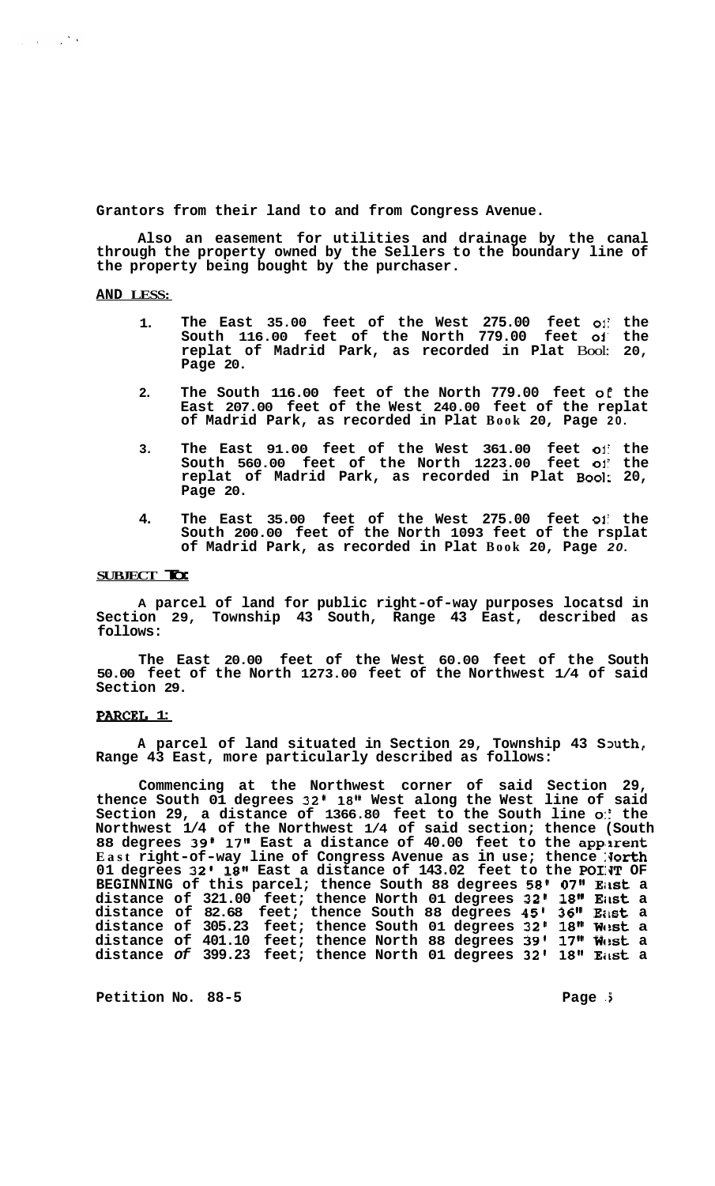Grantors from their land to and from Congress Avenue.

Also an easement for utilities and drainage by the canal through the property owned by the Sellers to the boundary line of the property being bought by the purchaser.

**AND LESS:**

1. The East 35.00 feet of the West 275.00 feet of the South 116.00 feet of the North 779.00 feet of the replat of Madrid Park, as recorded in Plat Book 20, Page 20.

2. The South 116.00 feet of the North 779.00 feet of the East 207.00 feet of the West 240.00 feet of the replat of Madrid Park, as recorded in Plat Book 20, Page 20.

3. The East 91.00 feet of the West 361.00 feet of the South 560.00 feet of the North 1223.00 feet of the replat of Madrid Park, as recorded in Plat Book 20, Page 20.

4. The East 35.00 feet of the West 275.00 feet of the South 200.00 feet of the North 1093 feet of the rsplat of Madrid Park, as recorded in Plat Book 20, Page 20.

**SUBJECT TO:**

A parcel of land for public right-of-way purposes locatsd in Section 29, Township 43 South, Range 43 East, described as follows:

The East 20.00 feet of the West 60.00 feet of the South 50.00 feet of the North 1273.00 feet of the Northwest 1/4 of said Section 29.

**PARCEL 1:**

A parcel of land situated in Section 29, Township 43 South, Range 43 East, more particularly described as follows:

Commencing at the Northwest corner of said Section 29, thence South 01 degrees 32' 18" West along the West line of said Section 29, a distance of 1366.80 feet to the South line of the Northwest 1/4 of the Northwest 1/4 of said section; thence (South 88 degrees 39' 17" East a distance of 40.00 feet to the apparent East right-of-way line of Congress Avenue as in use; thence North 01 degrees 32' 18" East a distance of 143.02 feet to the POINT OF BEGINNING of this parcel; thence South 88 degrees 58' 07" East a distance of 321.00 feet; thence North 01 degrees 32' 18" East a distance of 82.68 feet; thence South 88 degrees 45' 36" East a distance of 305.23 feet; thence South 01 degrees 32' 18" West a distance of 401.10 feet; thence North 88 degrees 39' 17" West a distance of 399.23 feet; thence North 01 degrees 32' 18" East a

Petition No. 88-5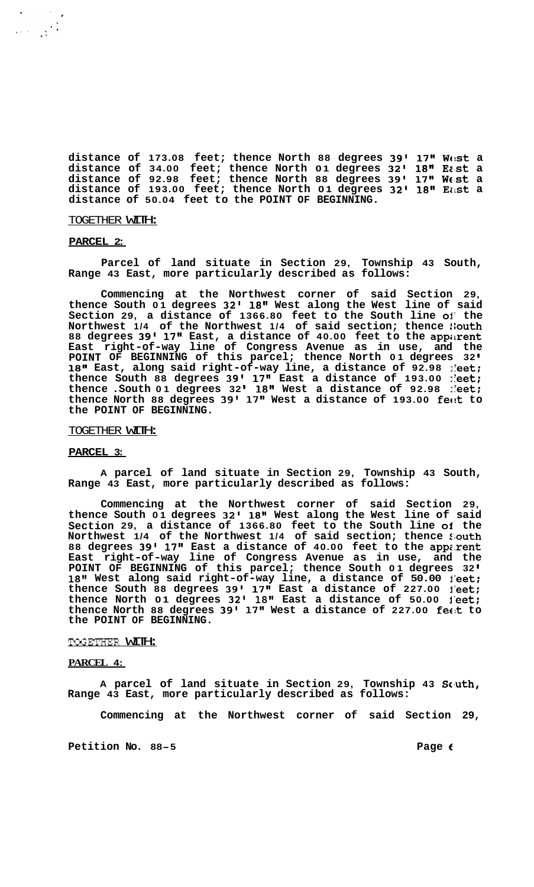distance of 173.08 feet; thence North 88 degrees 39' 17" West a distance of 34.00 feet; thence North 01 degrees 32' 18" East a distance of 92.98 feet; thence North 88 degrees 39' 17" West a distance of 193.00 feet; thence North 01 degrees 32' 18" East a distance of 50.04 feet to the POINT OF BEGINNING.

TOGETHER WITH:

**PARCEL 2:**

Parcel of land situate in Section 29, Township 43 South, Range 43 East, more particularly described as follows:

Commencing at the Northwest corner of said Section 29, thence South 01 degrees 32' 18" West along the West line of said Section 29, a distance of 1366.80 feet to the South line of the Northwest 1/4 of the Northwest 1/4 of said section; thence South 88 degrees 39' 17" East, a distance of 40.00 feet to the apparent East right-of-way line of Congress Avenue as in use, and the POINT OF BEGINNING of this parcel; thence North 01 degrees 32' 18" East, along said right-of-way line, a distance of 92.98 feet; thence South 88 degrees 39' 17" East a distance of 193.00 feet; thence .South 01 degrees 32' 18" West a distance of 92.98 feet; thence North 88 degrees 39' 17" West a distance of 193.00 feet to the POINT OF BEGINNING.

TOGETHER WITH:

**PARCEL 3:**

A parcel of land situate in Section 29, Township 43 South, Range 43 East, more particularly described as follows:

Commencing at the Northwest corner of said Section 29, thence South 01 degrees 32' 18" West along the West line of said Section 29, a distance of 1366.80 feet to the South line of the Northwest 1/4 of the Northwest 1/4 of said section; thence South 88 degrees 39' 17" East a distance of 40.00 feet to the apparent East right-of-way line of Congress Avenue as in use, and the POINT OF BEGINNING of this parcel; thence South 01 degrees 32' 18" West along said right-of-way line, a distance of 50.00 feet; thence South 88 degrees 39' 17" East a distance of 227.00 feet; thence North 01 degrees 32' 18" East a distance of 50.00 feet; thence North 88 degrees 39' 17" West a distance of 227.00 feet to the POINT OF BEGINNING.

TOGETHER WITH:

**PARCEL 4:**

A parcel of land situate in Section 29, Township 43 South, Range 43 East, more particularly described as follows:

Commencing at the Northwest corner of said Section 29,

Petition No. 88-5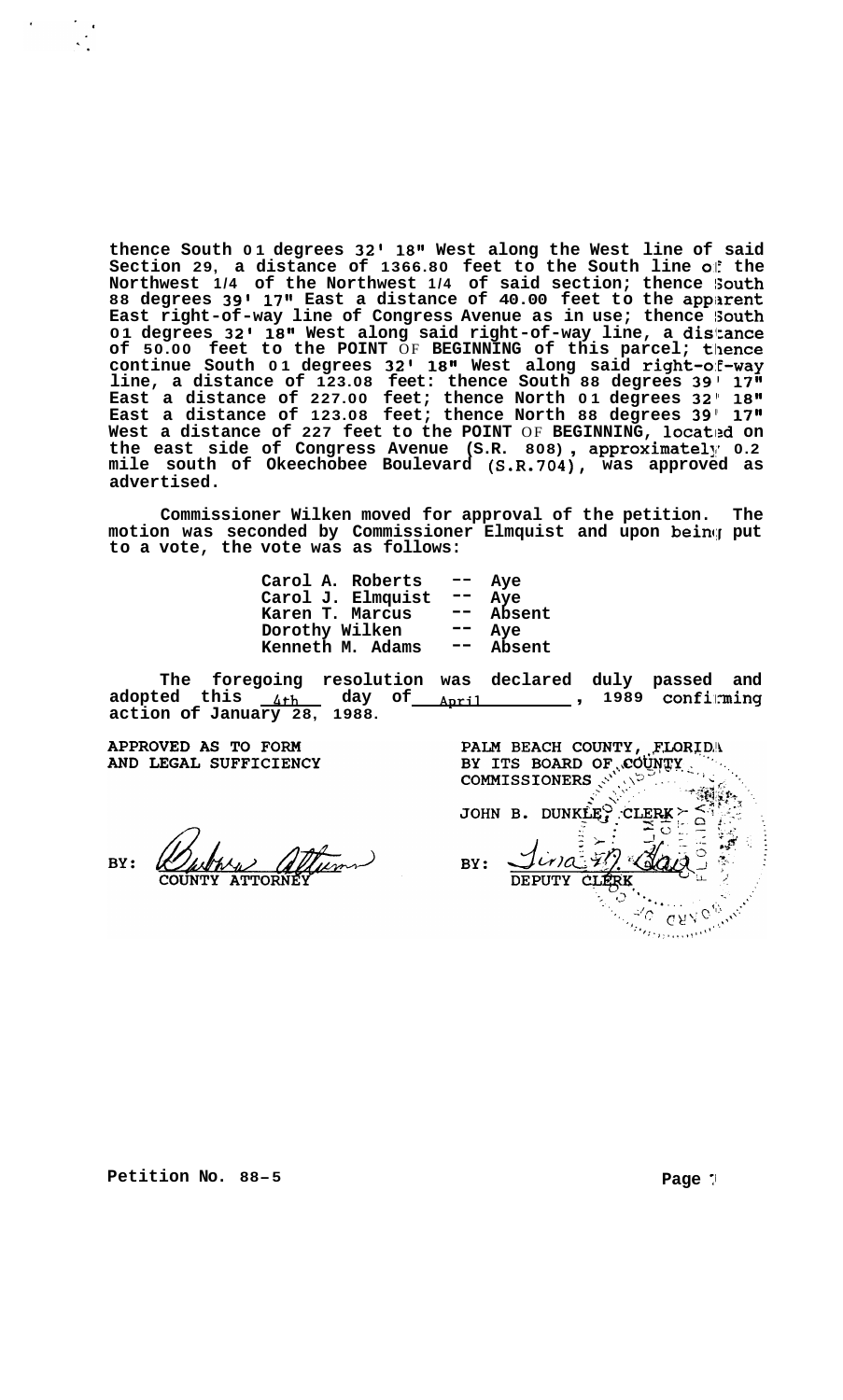thence South 01 degrees 32' 18" West along the West line of said Section 29, a distance of 1366.80 feet to the South line of the Northwest 1/4 of the Northwest 1/4 of said section; thence South 88 degrees 39' 17" East a distance of 40.00 feet to the apparent East right-of-way line of Congress Avenue as in use; thence South 01 degrees 32' 18" West along said right-of-way line, a distance of 50.00 feet to the POINT OF BEGINNING of this parcel; thence continue South 01 degrees 32' 18" West along said right-of-way line, a distance of 123.08 feet: thence South 88 degrees 39' 17" East a distance of 227.00 feet; thence North 01 degrees 32' 18" East a distance of 123.08 feet; thence North 88 degrees 39' 17" West a distance of 227 feet to the POINT OF BEGINNING, located on the east side of Congress Avenue (S.R. 808), approximately 0.2 mile south of Okeechobee Boulevard (S.R.704), was approved as advertised.

Commissioner Wilken moved for approval of the petition. The motion was seconded by Commissioner Elmquist and upon being put to a vote, the vote was as follows:

| | | |
|---|---|---|
| Carol A. Roberts | -- | Aye |
| Carol J. Elmquist | -- | Aye |
| Karen T. Marcus | -- | Absent |
| Dorothy Wilken | -- | Aye |
| Kenneth M. Adams | -- | Absent |

The foregoing resolution was declared duly passed and adopted this 4th day of April, 1989 confirming action of January 28, 1988.

APPROVED AS TO FORM
AND LEGAL SUFFICIENCY

BY: [signature]
COUNTY ATTORNEY

PALM BEACH COUNTY, FLORIDA
BY ITS BOARD OF COUNTY
COMMISSIONERS

JOHN B. DUNKLE, CLERK

BY: [signature]
DEPUTY CLERK

Petition No. 88-5